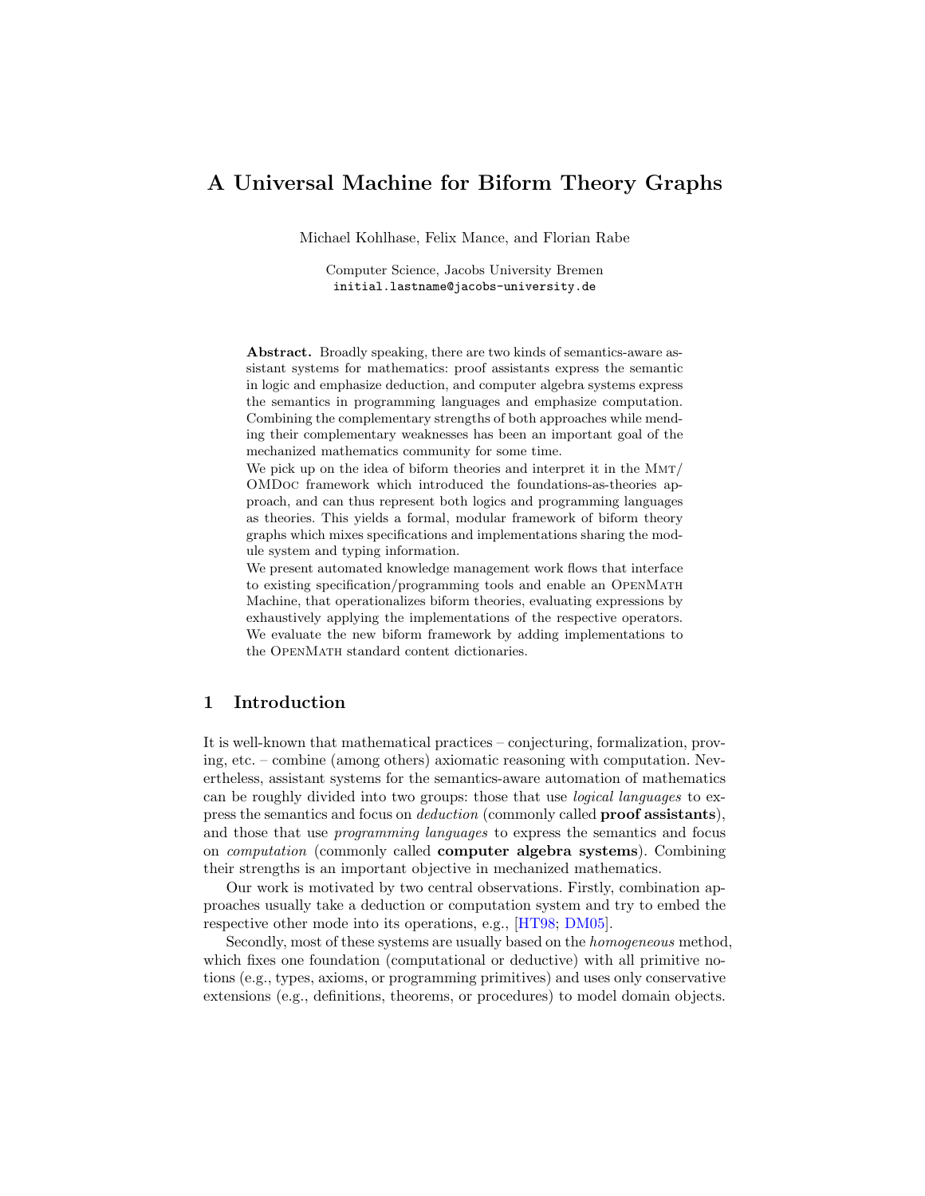# A Universal Machine for Biform Theory Graphs

Michael Kohlhase, Felix Mance, and Florian Rabe

Computer Science, Jacobs University Bremen
initial.lastname@jacobs-university.de

**Abstract.** Broadly speaking, there are two kinds of semantics-aware assistant systems for mathematics: proof assistants express the semantic in logic and emphasize deduction, and computer algebra systems express the semantics in programming languages and emphasize computation. Combining the complementary strengths of both approaches while mending their complementary weaknesses has been an important goal of the mechanized mathematics community for some time.

We pick up on the idea of biform theories and interpret it in the MMT/OMDoc framework which introduced the foundations-as-theories approach, and can thus represent both logics and programming languages as theories. This yields a formal, modular framework of biform theory graphs which mixes specifications and implementations sharing the module system and typing information.

We present automated knowledge management work flows that interface to existing specification/programming tools and enable an OpenMath Machine, that operationalizes biform theories, evaluating expressions by exhaustively applying the implementations of the respective operators. We evaluate the new biform framework by adding implementations to the OpenMath standard content dictionaries.

## 1 Introduction

It is well-known that mathematical practices – conjecturing, formalization, proving, etc. – combine (among others) axiomatic reasoning with computation. Nevertheless, assistant systems for the semantics-aware automation of mathematics can be roughly divided into two groups: those that use *logical languages* to express the semantics and focus on *deduction* (commonly called **proof assistants**), and those that use *programming languages* to express the semantics and focus on *computation* (commonly called **computer algebra systems**). Combining their strengths is an important objective in mechanized mathematics.

Our work is motivated by two central observations. Firstly, combination approaches usually take a deduction or computation system and try to embed the respective other mode into its operations, e.g., [HT98; DM05].

Secondly, most of these systems are usually based on the *homogeneous* method, which fixes one foundation (computational or deductive) with all primitive notions (e.g., types, axioms, or programming primitives) and uses only conservative extensions (e.g., definitions, theorems, or procedures) to model domain objects.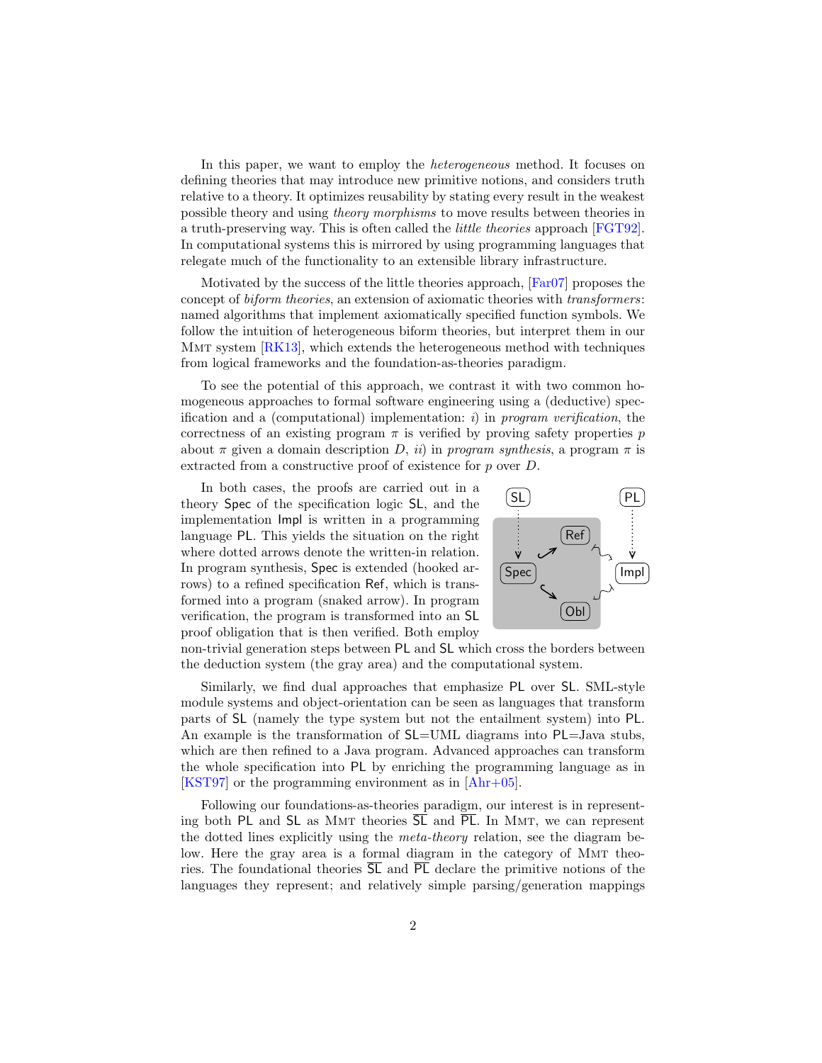In this paper, we want to employ the *heterogeneous* method. It focuses on defining theories that may introduce new primitive notions, and considers truth relative to a theory. It optimizes reusability by stating every result in the weakest possible theory and using *theory morphisms* to move results between theories in a truth-preserving way. This is often called the *little theories* approach [FGT92]. In computational systems this is mirrored by using programming languages that relegate much of the functionality to an extensible library infrastructure.

Motivated by the success of the little theories approach, [Far07] proposes the concept of *biform theories*, an extension of axiomatic theories with *transformers*: named algorithms that implement axiomatically specified function symbols. We follow the intuition of heterogeneous biform theories, but interpret them in our MMT system [RK13], which extends the heterogeneous method with techniques from logical frameworks and the foundation-as-theories paradigm.

To see the potential of this approach, we contrast it with two common homogeneous approaches to formal software engineering using a (deductive) specification and a (computational) implementation: *i)* in *program verification*, the correctness of an existing program $\pi$ is verified by proving safety properties $p$ about $\pi$ given a domain description $D$, *ii)* in *program synthesis*, a program $\pi$ is extracted from a constructive proof of existence for $p$ over $D$.

In both cases, the proofs are carried out in a theory Spec of the specification logic SL, and the implementation Impl is written in a programming language PL. This yields the situation on the right where dotted arrows denote the written-in relation. In program synthesis, Spec is extended (hooked arrows) to a refined specification Ref, which is transformed into a program (snaked arrow). In program verification, the program is transformed into an SL proof obligation that is then verified. Both employ non-trivial generation steps between PL and SL which cross the borders between the deduction system (the gray area) and the computational system.

Similarly, we find dual approaches that emphasize PL over SL. SML-style module systems and object-orientation can be seen as languages that transform parts of SL (namely the type system but not the entailment system) into PL. An example is the transformation of SL=UML diagrams into PL=Java stubs, which are then refined to a Java program. Advanced approaches can transform the whole specification into PL by enriching the programming language as in [KST97] or the programming environment as in [Ahr+05].

Following our foundations-as-theories paradigm, our interest is in representing both PL and SL as MMT theories $\overline{\text{SL}}$ and $\overline{\text{PL}}$. In MMT, we can represent the dotted lines explicitly using the *meta-theory* relation, see the diagram below. Here the gray area is a formal diagram in the category of MMT theories. The foundational theories $\overline{\text{SL}}$ and $\overline{\text{PL}}$ declare the primitive notions of the languages they represent; and relatively simple parsing/generation mappings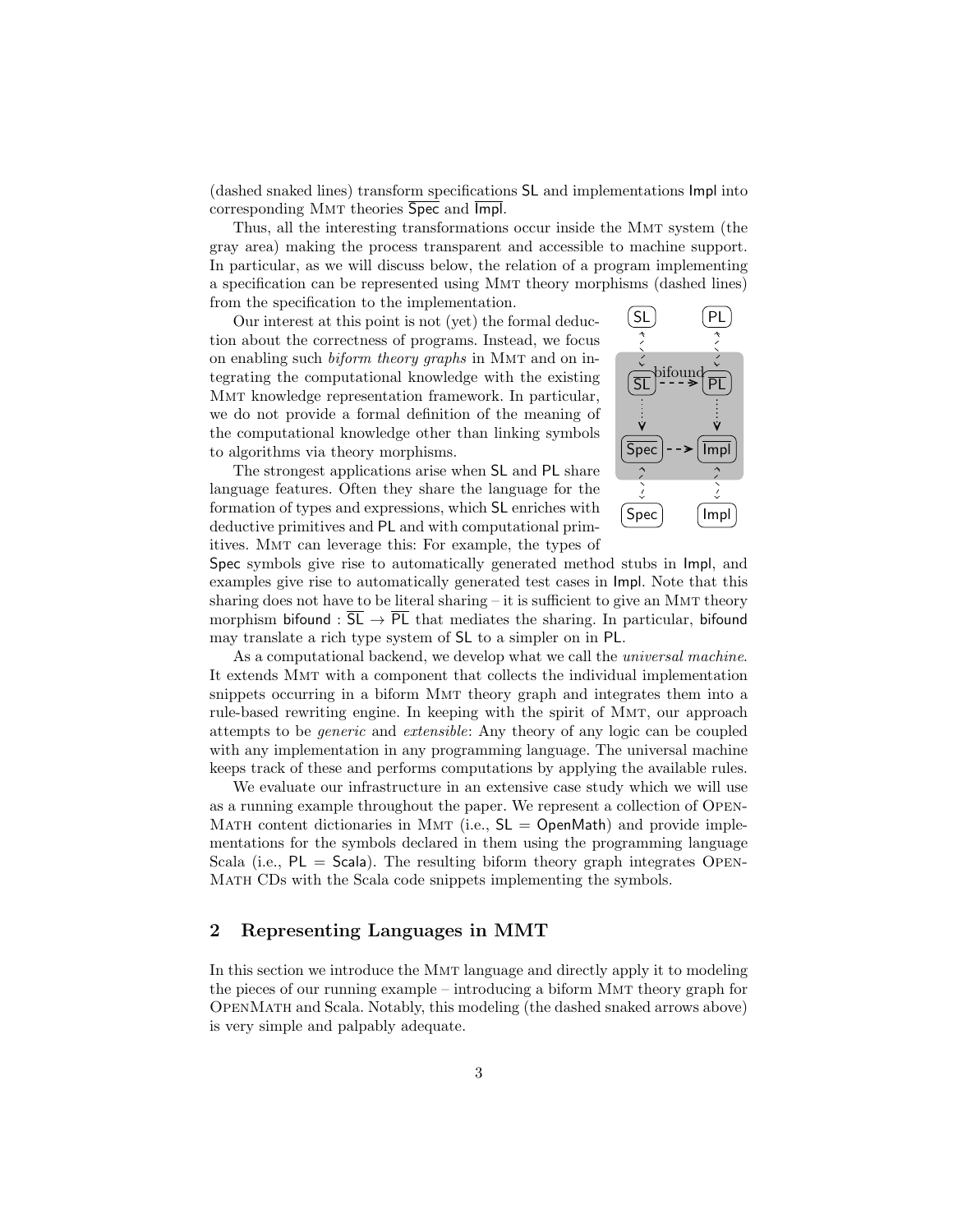(dashed snaked lines) transform specifications SL and implementations Impl into corresponding MMT theories $\overline{\mathsf{Spec}}$ and $\overline{\mathsf{Impl}}$.

Thus, all the interesting transformations occur inside the MMT system (the gray area) making the process transparent and accessible to machine support. In particular, as we will discuss below, the relation of a program implementing a specification can be represented using MMT theory morphisms (dashed lines) from the specification to the implementation.

Our interest at this point is not (yet) the formal deduction about the correctness of programs. Instead, we focus on enabling such *biform theory graphs* in MMT and on integrating the computational knowledge with the existing MMT knowledge representation framework. In particular, we do not provide a formal definition of the meaning of the computational knowledge other than linking symbols to algorithms via theory morphisms.

The strongest applications arise when SL and PL share language features. Often they share the language for the formation of types and expressions, which SL enriches with deductive primitives and PL and with computational primitives. MMT can leverage this: For example, the types of Spec symbols give rise to automatically generated method stubs in Impl, and examples give rise to automatically generated test cases in Impl. Note that this sharing does not have to be literal sharing – it is sufficient to give an MMT theory morphism bifound : $\overline{\mathsf{SL}} \to \overline{\mathsf{PL}}$ that mediates the sharing. In particular, bifound may translate a rich type system of SL to a simpler on in PL.

As a computational backend, we develop what we call the *universal machine*. It extends MMT with a component that collects the individual implementation snippets occurring in a biform MMT theory graph and integrates them into a rule-based rewriting engine. In keeping with the spirit of MMT, our approach attempts to be *generic* and *extensible*: Any theory of any logic can be coupled with any implementation in any programming language. The universal machine keeps track of these and performs computations by applying the available rules.

We evaluate our infrastructure in an extensive case study which we will use as a running example throughout the paper. We represent a collection of OPENMATH content dictionaries in MMT (i.e., SL = OpenMath) and provide implementations for the symbols declared in them using the programming language Scala (i.e., PL = Scala). The resulting biform theory graph integrates OPENMATH CDs with the Scala code snippets implementing the symbols.

## 2 Representing Languages in MMT

In this section we introduce the MMT language and directly apply it to modeling the pieces of our running example – introducing a biform MMT theory graph for OPENMATH and Scala. Notably, this modeling (the dashed snaked arrows above) is very simple and palpably adequate.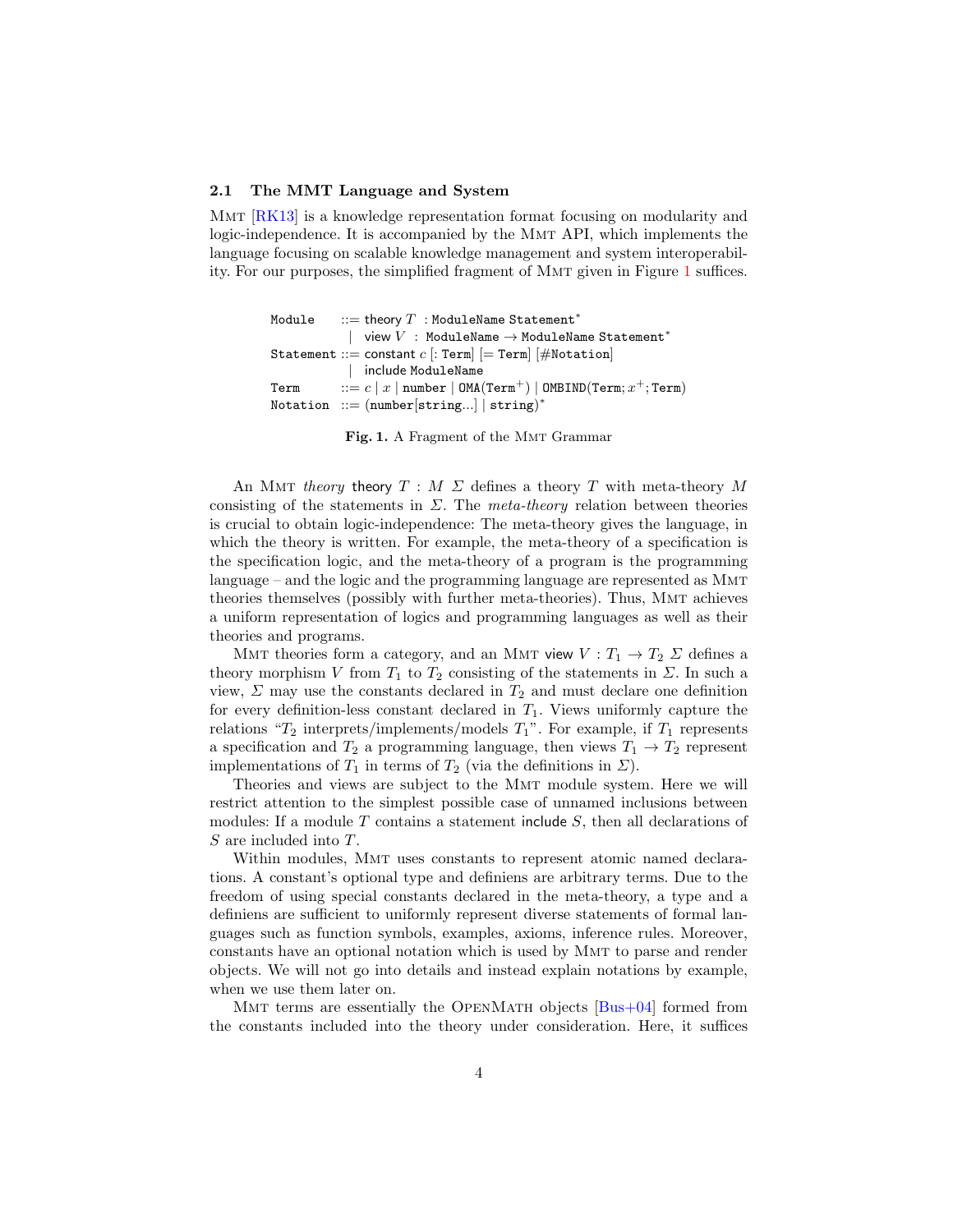### 2.1 The MMT Language and System

MMT [RK13] is a knowledge representation format focusing on modularity and logic-independence. It is accompanied by the MMT API, which implements the language focusing on scalable knowledge management and system interoperability. For our purposes, the simplified fragment of MMT given in Figure 1 suffices.

```
Module    ::= theory T  : ModuleName Statement*
            |  view V  :  ModuleName → ModuleName Statement*
Statement ::= constant c [: Term] [= Term] [#Notation]
            |  include ModuleName
Term      ::= c | x | number | OMA(Term+) | OMBIND(Term; x+; Term)
Notation  ::= (number[string...] | string)*
```

**Fig. 1.** A Fragment of the MMT Grammar

An MMT *theory* theory $T : M\ \Sigma$ defines a theory $T$ with meta-theory $M$ consisting of the statements in $\Sigma$. The *meta-theory* relation between theories is crucial to obtain logic-independence: The meta-theory gives the language, in which the theory is written. For example, the meta-theory of a specification is the specification logic, and the meta-theory of a program is the programming language – and the logic and the programming language are represented as MMT theories themselves (possibly with further meta-theories). Thus, MMT achieves a uniform representation of logics and programming languages as well as their theories and programs.

MMT theories form a category, and an MMT view $V : T_1 \to T_2\ \Sigma$ defines a theory morphism $V$ from $T_1$ to $T_2$ consisting of the statements in $\Sigma$. In such a view, $\Sigma$ may use the constants declared in $T_2$ and must declare one definition for every definition-less constant declared in $T_1$. Views uniformly capture the relations "$T_2$ interprets/implements/models $T_1$". For example, if $T_1$ represents a specification and $T_2$ a programming language, then views $T_1 \to T_2$ represent implementations of $T_1$ in terms of $T_2$ (via the definitions in $\Sigma$).

Theories and views are subject to the MMT module system. Here we will restrict attention to the simplest possible case of unnamed inclusions between modules: If a module $T$ contains a statement include $S$, then all declarations of $S$ are included into $T$.

Within modules, MMT uses constants to represent atomic named declarations. A constant's optional type and definiens are arbitrary terms. Due to the freedom of using special constants declared in the meta-theory, a type and a definiens are sufficient to uniformly represent diverse statements of formal languages such as function symbols, examples, axioms, inference rules. Moreover, constants have an optional notation which is used by MMT to parse and render objects. We will not go into details and instead explain notations by example, when we use them later on.

MMT terms are essentially the OPENMATH objects [Bus+04] formed from the constants included into the theory under consideration. Here, it suffices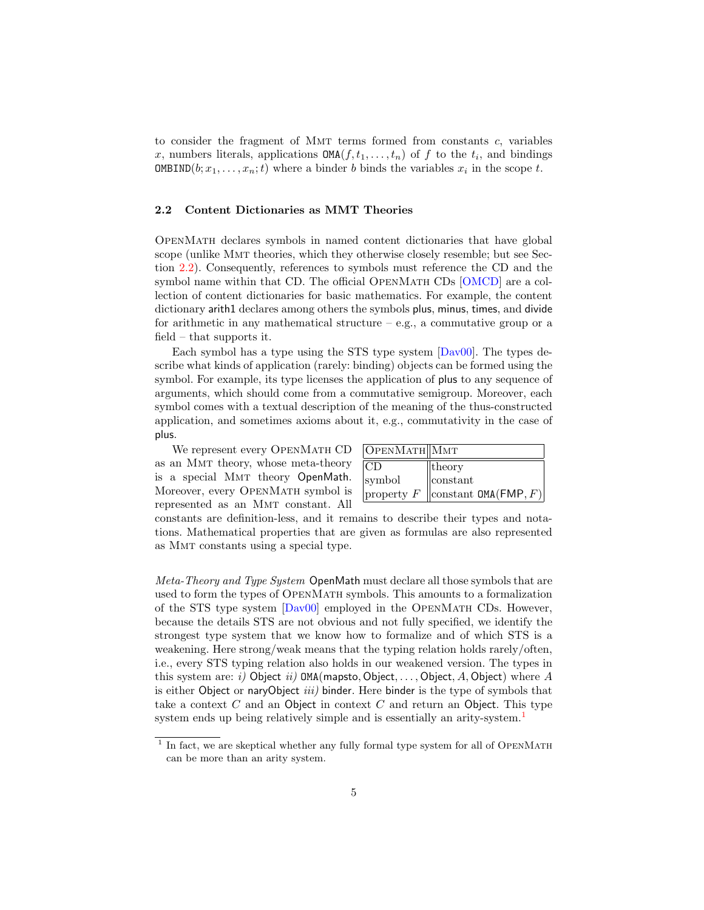to consider the fragment of MMT terms formed from constants $c$, variables $x$, numbers literals, applications $\mathtt{OMA}(f, t_1, \ldots, t_n)$ of $f$ to the $t_i$, and bindings $\mathtt{OMBIND}(b; x_1, \ldots, x_n; t)$ where a binder $b$ binds the variables $x_i$ in the scope $t$.

### 2.2 Content Dictionaries as MMT Theories

OPENMATH declares symbols in named content dictionaries that have global scope (unlike MMT theories, which they otherwise closely resemble; but see Section 2.2). Consequently, references to symbols must reference the CD and the symbol name within that CD. The official OPENMATH CDs [OMCD] are a collection of content dictionaries for basic mathematics. For example, the content dictionary arith1 declares among others the symbols plus, minus, times, and divide for arithmetic in any mathematical structure – e.g., a commutative group or a field – that supports it.

Each symbol has a type using the STS type system [Dav00]. The types describe what kinds of application (rarely: binding) objects can be formed using the symbol. For example, its type licenses the application of plus to any sequence of arguments, which should come from a commutative semigroup. Moreover, each symbol comes with a textual description of the meaning of the thus-constructed application, and sometimes axioms about it, e.g., commutativity in the case of plus.

| OPENMATH | MMT |
|---|---|
| CD | theory |
| symbol | constant |
| property $F$ | constant $\mathtt{OMA}(\mathsf{FMP}, F)$ |

We represent every OPENMATH CD as an MMT theory, whose meta-theory is a special MMT theory OpenMath. Moreover, every OPENMATH symbol is represented as an MMT constant. All constants are definition-less, and it remains to describe their types and notations. Mathematical properties that are given as formulas are also represented as MMT constants using a special type.

*Meta-Theory and Type System* OpenMath must declare all those symbols that are used to form the types of OPENMATH symbols. This amounts to a formalization of the STS type system [Dav00] employed in the OPENMATH CDs. However, because the details STS are not obvious and not fully specified, we identify the strongest type system that we know how to formalize and of which STS is a weakening. Here strong/weak means that the typing relation holds rarely/often, i.e., every STS typing relation also holds in our weakened version. The types in this system are: *i)* Object *ii)* $\mathtt{OMA}(\mathsf{mapsto}, \mathsf{Object}, \ldots, \mathsf{Object}, A, \mathsf{Object})$ where $A$ is either Object or naryObject *iii)* binder. Here binder is the type of symbols that take a context $C$ and an Object in context $C$ and return an Object. This type system ends up being relatively simple and is essentially an arity-system.[1]

[1] In fact, we are skeptical whether any fully formal type system for all of OPENMATH can be more than an arity system.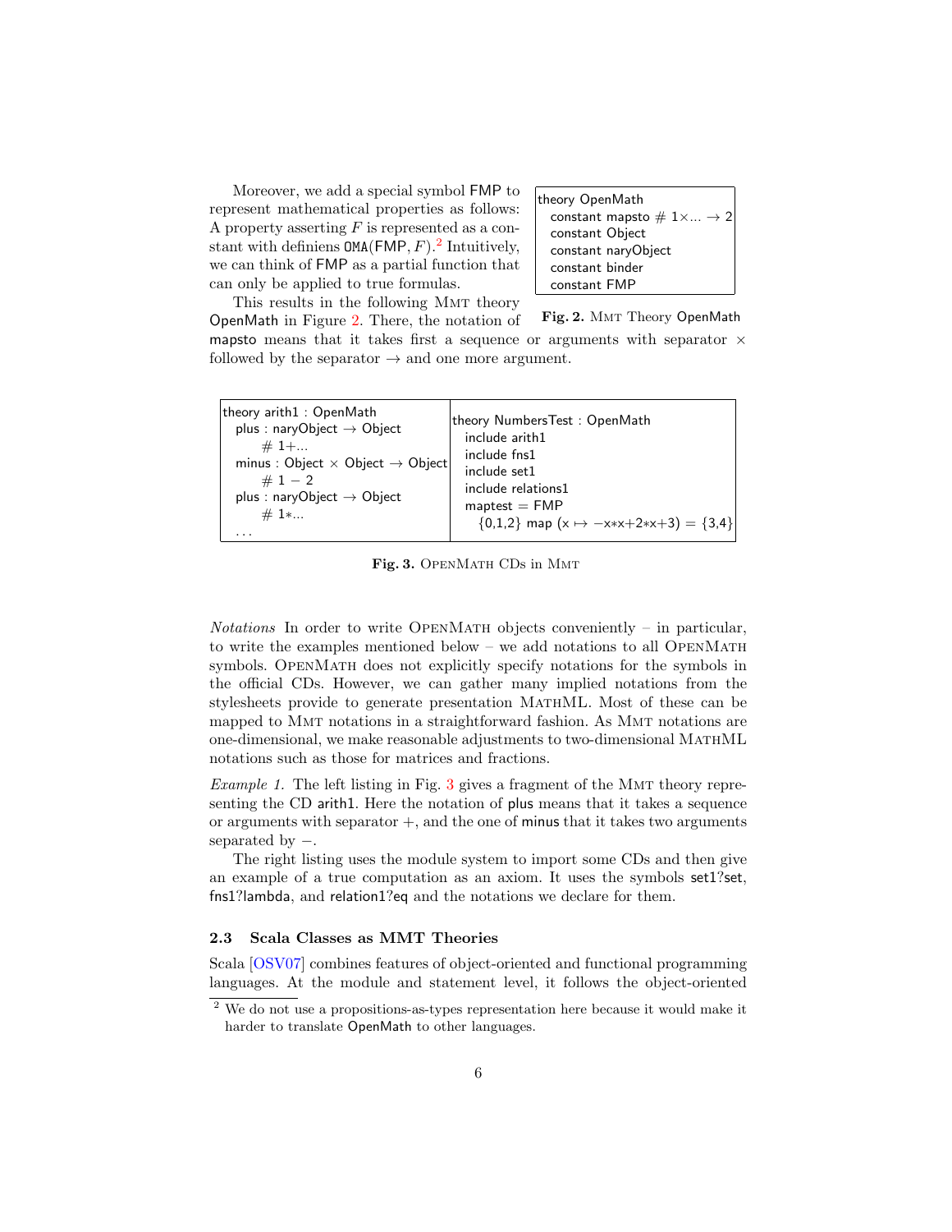Moreover, we add a special symbol FMP to represent mathematical properties as follows: A property asserting $F$ is represented as a constant with definiens OMA(FMP, $F$).[2] Intuitively, we can think of FMP as a partial function that can only be applied to true formulas.

This results in the following MMT theory OpenMath in Figure 2. There, the notation of mapsto means that it takes first a sequence or arguments with separator $\times$ followed by the separator $\to$ and one more argument.

```
theory OpenMath
  constant mapsto # 1×... → 2
  constant Object
  constant naryObject
  constant binder
  constant FMP
```

**Fig. 2.** MMT Theory OpenMath

```
theory arith1 : OpenMath
  plus : naryObject → Object
      # 1+...
  minus : Object × Object → Object
      # 1 − 2
  plus : naryObject → Object
      # 1∗...
  ...
```

```
theory NumbersTest : OpenMath
  include arith1
  include fns1
  include set1
  include relations1
  maptest = FMP
    {0,1,2} map (x ↦ −x∗x+2∗x+3) = {3,4}
```

**Fig. 3.** OpenMath CDs in MMT

*Notations* In order to write OpenMath objects conveniently – in particular, to write the examples mentioned below – we add notations to all OpenMath symbols. OpenMath does not explicitly specify notations for the symbols in the official CDs. However, we can gather many implied notations from the stylesheets provide to generate presentation MathML. Most of these can be mapped to MMT notations in a straightforward fashion. As MMT notations are one-dimensional, we make reasonable adjustments to two-dimensional MathML notations such as those for matrices and fractions.

*Example 1.* The left listing in Fig. 3 gives a fragment of the MMT theory representing the CD arith1. Here the notation of plus means that it takes a sequence or arguments with separator $+$, and the one of minus that it takes two arguments separated by $-$.

The right listing uses the module system to import some CDs and then give an example of a true computation as an axiom. It uses the symbols set1?set, fns1?lambda, and relation1?eq and the notations we declare for them.

### 2.3 Scala Classes as MMT Theories

Scala [OSV07] combines features of object-oriented and functional programming languages. At the module and statement level, it follows the object-oriented

[2] We do not use a propositions-as-types representation here because it would make it harder to translate OpenMath to other languages.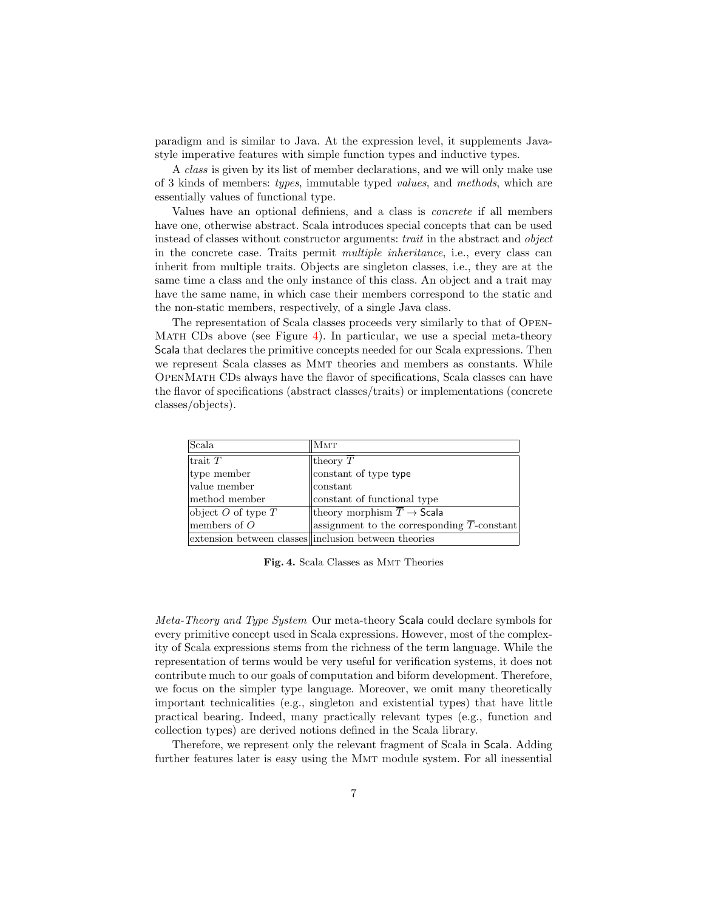paradigm and is similar to Java. At the expression level, it supplements Java-style imperative features with simple function types and inductive types.

A *class* is given by its list of member declarations, and we will only make use of 3 kinds of members: *types*, immutable typed *values*, and *methods*, which are essentially values of functional type.

Values have an optional definiens, and a class is *concrete* if all members have one, otherwise abstract. Scala introduces special concepts that can be used instead of classes without constructor arguments: *trait* in the abstract and *object* in the concrete case. Traits permit *multiple inheritance*, i.e., every class can inherit from multiple traits. Objects are singleton classes, i.e., they are at the same time a class and the only instance of this class. An object and a trait may have the same name, in which case their members correspond to the static and the non-static members, respectively, of a single Java class.

The representation of Scala classes proceeds very similarly to that of OpenMath CDs above (see Figure 4). In particular, we use a special meta-theory Scala that declares the primitive concepts needed for our Scala expressions. Then we represent Scala classes as Mmt theories and members as constants. While OpenMath CDs always have the flavor of specifications, Scala classes can have the flavor of specifications (abstract classes/traits) or implementations (concrete classes/objects).

| Scala | Mmt |
|---|---|
| trait $T$ | theory $\overline{T}$ |
| type member | constant of type type |
| value member | constant |
| method member | constant of functional type |
| object $O$ of type $T$ | theory morphism $\overline{T} \to$ Scala |
| members of $O$ | assignment to the corresponding $\overline{T}$-constant |
| extension between classes | inclusion between theories |

**Fig. 4.** Scala Classes as Mmt Theories

*Meta-Theory and Type System* Our meta-theory Scala could declare symbols for every primitive concept used in Scala expressions. However, most of the complexity of Scala expressions stems from the richness of the term language. While the representation of terms would be very useful for verification systems, it does not contribute much to our goals of computation and biform development. Therefore, we focus on the simpler type language. Moreover, we omit many theoretically important technicalities (e.g., singleton and existential types) that have little practical bearing. Indeed, many practically relevant types (e.g., function and collection types) are derived notions defined in the Scala library.

Therefore, we represent only the relevant fragment of Scala in Scala. Adding further features later is easy using the Mmt module system. For all inessential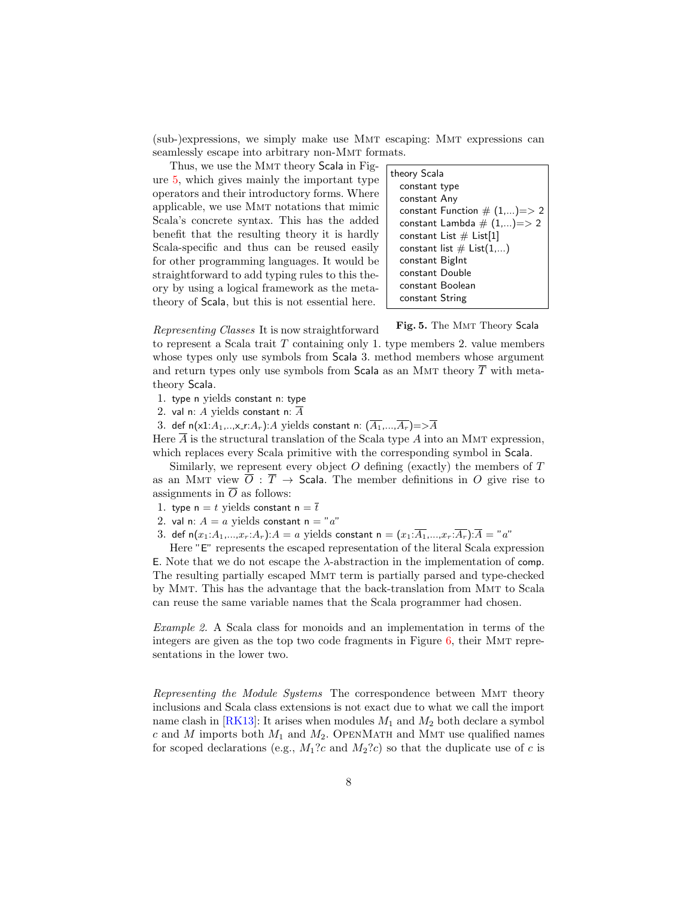(sub-)expressions, we simply make use MMT escaping: MMT expressions can seamlessly escape into arbitrary non-MMT formats.

Thus, we use the MMT theory Scala in Figure 5, which gives mainly the important type operators and their introductory forms. Where applicable, we use MMT notations that mimic Scala's concrete syntax. This has the added benefit that the resulting theory it is hardly Scala-specific and thus can be reused easily for other programming languages. It would be straightforward to add typing rules to this theory by using a logical framework as the meta-theory of Scala, but this is not essential here.

```
theory Scala
  constant type
  constant Any
  constant Function # (1,...)=> 2
  constant Lambda # (1,...)=> 2
  constant List # List[1]
  constant list # List(1,...)
  constant BigInt
  constant Double
  constant Boolean
  constant String
```

**Fig. 5.** The MMT Theory Scala

*Representing Classes* It is now straightforward to represent a Scala trait $T$ containing only 1. type members 2. value members whose types only use symbols from Scala 3. method members whose argument and return types only use symbols from Scala as an MMT theory $\overline{T}$ with meta-theory Scala.

1. type n yields constant n: type
2. val n: $A$ yields constant n: $\overline{A}$
3. def n(x1:$A_1$,..,x_r:$A_r$):$A$ yields constant n: $(\overline{A_1},...,\overline{A_r})$=>$\overline{A}$

Here $\overline{A}$ is the structural translation of the Scala type $A$ into an MMT expression, which replaces every Scala primitive with the corresponding symbol in Scala.

Similarly, we represent every object $O$ defining (exactly) the members of $T$ as an MMT view $\overline{O} : \overline{T} \to$ Scala. The member definitions in $O$ give rise to assignments in $\overline{O}$ as follows:

1. type n = $t$ yields constant n = $\overline{t}$
2. val n: $A = a$ yields constant n = "$a$"
3. def n($x_1$:$A_1$,...,$x_r$:$A_r$):$A = a$ yields constant n = ($x_1$:$\overline{A_1}$,...,$x_r$:$\overline{A_r}$):$\overline{A}$ = "$a$"

Here "E" represents the escaped representation of the literal Scala expression E. Note that we do not escape the $\lambda$-abstraction in the implementation of comp. The resulting partially escaped MMT term is partially parsed and type-checked by MMT. This has the advantage that the back-translation from MMT to Scala can reuse the same variable names that the Scala programmer had chosen.

*Example 2.* A Scala class for monoids and an implementation in terms of the integers are given as the top two code fragments in Figure 6, their MMT representations in the lower two.

*Representing the Module Systems* The correspondence between MMT theory inclusions and Scala class extensions is not exact due to what we call the import name clash in [RK13]: It arises when modules $M_1$ and $M_2$ both declare a symbol $c$ and $M$ imports both $M_1$ and $M_2$. OPENMATH and MMT use qualified names for scoped declarations (e.g., $M_1?c$ and $M_2?c$) so that the duplicate use of $c$ is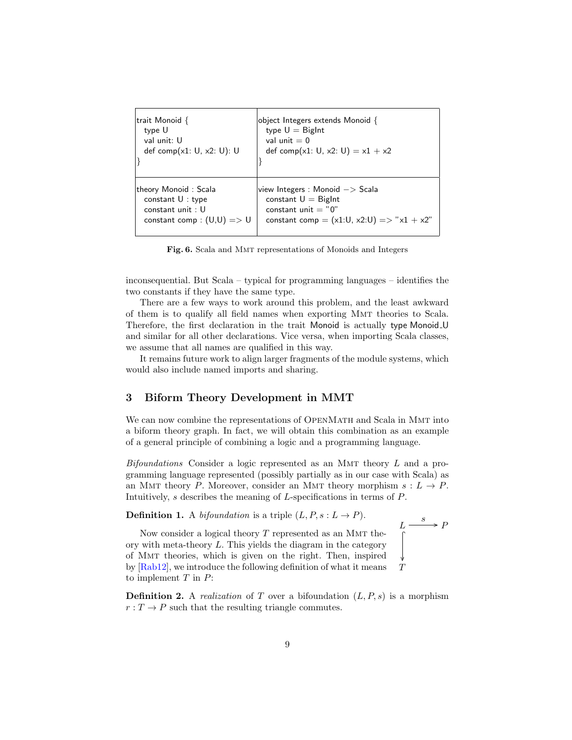| | |
|---|---|
| trait Monoid {<br>  type U<br>  val unit: U<br>  def comp(x1: U, x2: U): U<br>} | object Integers extends Monoid {<br>  type U = BigInt<br>  val unit = 0<br>  def comp(x1: U, x2: U) = x1 + x2<br>} |
| theory Monoid : Scala<br>  constant U : type<br>  constant unit : U<br>  constant comp : (U,U) => U | view Integers : Monoid −> Scala<br>  constant U = BigInt<br>  constant unit = "0"<br>  constant comp = (x1:U, x2:U) => "x1 + x2" |

**Fig. 6.** Scala and MMT representations of Monoids and Integers

inconsequential. But Scala – typical for programming languages – identifies the two constants if they have the same type.

There are a few ways to work around this problem, and the least awkward of them is to qualify all field names when exporting MMT theories to Scala. Therefore, the first declaration in the trait Monoid is actually type Monoid_U and similar for all other declarations. Vice versa, when importing Scala classes, we assume that all names are qualified in this way.

It remains future work to align larger fragments of the module systems, which would also include named imports and sharing.

## 3 Biform Theory Development in MMT

We can now combine the representations of OpenMath and Scala in MMT into a biform theory graph. In fact, we will obtain this combination as an example of a general principle of combining a logic and a programming language.

*Bifoundations* Consider a logic represented as an MMT theory $L$ and a programming language represented (possibly partially as in our case with Scala) as an MMT theory $P$. Moreover, consider an MMT theory morphism $s : L \to P$. Intuitively, $s$ describes the meaning of $L$-specifications in terms of $P$.

**Definition 1.** A *bifoundation* is a triple $(L, P, s : L \to P)$.

$$
\begin{array}{ccc}
L & \xrightarrow{s} & P \\
\downarrow & & \\
T & &
\end{array}
$$

Now consider a logical theory $T$ represented as an MMT theory with meta-theory $L$. This yields the diagram in the category of MMT theories, which is given on the right. Then, inspired by [Rab12], we introduce the following definition of what it means to implement $T$ in $P$:

**Definition 2.** A *realization* of $T$ over a bifoundation $(L, P, s)$ is a morphism $r : T \to P$ such that the resulting triangle commutes.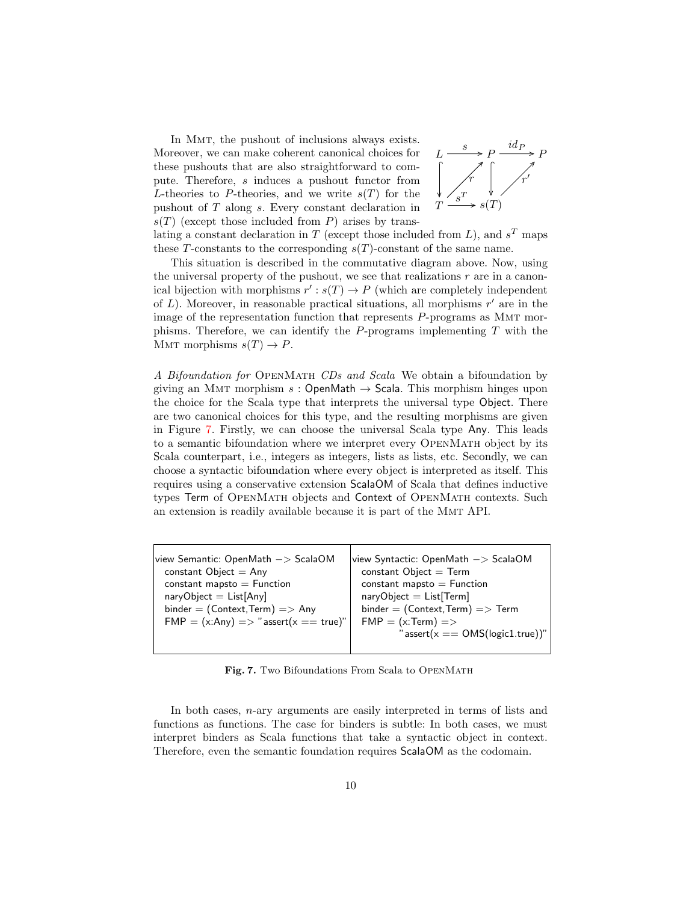In MMT, the pushout of inclusions always exists. Moreover, we can make coherent canonical choices for these pushouts that are also straightforward to compute. Therefore, $s$ induces a pushout functor from $L$-theories to $P$-theories, and we write $s(T)$ for the pushout of $T$ along $s$. Every constant declaration in $s(T)$ (except those included from $P$) arises by translating a constant declaration in $T$ (except those included from $L$), and $s^T$ maps these $T$-constants to the corresponding $s(T)$-constant of the same name.

$$
\begin{array}{ccccc}
L & \xrightarrow{s} & P & \xrightarrow{id_P} & P \\
\downarrow & \nearrow_{r} & \downarrow & \nearrow_{r'} & \\
T & \xrightarrow{s^T} & s(T) & &
\end{array}
$$

This situation is described in the commutative diagram above. Now, using the universal property of the pushout, we see that realizations $r$ are in a canonical bijection with morphisms $r' : s(T) \to P$ (which are completely independent of $L$). Moreover, in reasonable practical situations, all morphisms $r'$ are in the image of the representation function that represents $P$-programs as MMT morphisms. Therefore, we can identify the $P$-programs implementing $T$ with the MMT morphisms $s(T) \to P$.

*A Bifoundation for* OPENMATH *CDs and Scala* We obtain a bifoundation by giving an MMT morphism $s$ : OpenMath $\to$ Scala. This morphism hinges upon the choice for the Scala type that interprets the universal type Object. There are two canonical choices for this type, and the resulting morphisms are given in Figure 7. Firstly, we can choose the universal Scala type Any. This leads to a semantic bifoundation where we interpret every OPENMATH object by its Scala counterpart, i.e., integers as integers, lists as lists, etc. Secondly, we can choose a syntactic bifoundation where every object is interpreted as itself. This requires using a conservative extension ScalaOM of Scala that defines inductive types Term of OPENMATH objects and Context of OPENMATH contexts. Such an extension is readily available because it is part of the MMT API.

| view Semantic: OpenMath -> ScalaOM | view Syntactic: OpenMath -> ScalaOM |
|---|---|
| constant Object = Any | constant Object = Term |
| constant mapsto = Function | constant mapsto = Function |
| naryObject = List[Any] | naryObject = List[Term] |
| binder = (Context,Term) => Any | binder = (Context,Term) => Term |
| FMP = (x:Any) => "assert(x == true)" | FMP = (x:Term) => "assert(x == OMS(logic1.true))" |

**Fig. 7.** Two Bifoundations From Scala to OPENMATH

In both cases, $n$-ary arguments are easily interpreted in terms of lists and functions as functions. The case for binders is subtle: In both cases, we must interpret binders as Scala functions that take a syntactic object in context. Therefore, even the semantic foundation requires ScalaOM as the codomain.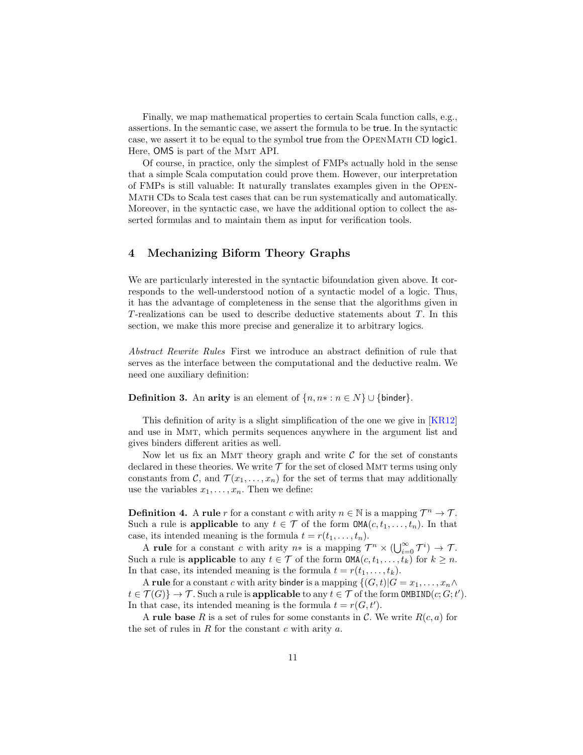Finally, we map mathematical properties to certain Scala function calls, e.g., assertions. In the semantic case, we assert the formula to be true. In the syntactic case, we assert it to be equal to the symbol true from the OpenMath CD logic1. Here, OMS is part of the Mmt API.

Of course, in practice, only the simplest of FMPs actually hold in the sense that a simple Scala computation could prove them. However, our interpretation of FMPs is still valuable: It naturally translates examples given in the OpenMath CDs to Scala test cases that can be run systematically and automatically. Moreover, in the syntactic case, we have the additional option to collect the asserted formulas and to maintain them as input for verification tools.

## 4 Mechanizing Biform Theory Graphs

We are particularly interested in the syntactic bifoundation given above. It corresponds to the well-understood notion of a syntactic model of a logic. Thus, it has the advantage of completeness in the sense that the algorithms given in $T$-realizations can be used to describe deductive statements about $T$. In this section, we make this more precise and generalize it to arbitrary logics.

*Abstract Rewrite Rules* First we introduce an abstract definition of rule that serves as the interface between the computational and the deductive realm. We need one auxiliary definition:

**Definition 3.** An **arity** is an element of $\{n, n* : n \in N\} \cup \{\mathsf{binder}\}$.

This definition of arity is a slight simplification of the one we give in [KR12] and use in Mmt, which permits sequences anywhere in the argument list and gives binders different arities as well.

Now let us fix an Mmt theory graph and write $\mathcal{C}$ for the set of constants declared in these theories. We write $\mathcal{T}$ for the set of closed Mmt terms using only constants from $\mathcal{C}$, and $\mathcal{T}(x_1, \ldots, x_n)$ for the set of terms that may additionally use the variables $x_1, \ldots, x_n$. Then we define:

**Definition 4.** A **rule** $r$ for a constant $c$ with arity $n \in \mathbb{N}$ is a mapping $\mathcal{T}^n \to \mathcal{T}$. Such a rule is **applicable** to any $t \in \mathcal{T}$ of the form $\mathtt{OMA}(c, t_1, \ldots, t_n)$. In that case, its intended meaning is the formula $t = r(t_1, \ldots, t_n)$.

A **rule** for a constant $c$ with arity $n*$ is a mapping $\mathcal{T}^n \times (\bigcup_{i=0}^{\infty} \mathcal{T}^i) \to \mathcal{T}$. Such a rule is **applicable** to any $t \in \mathcal{T}$ of the form $\mathtt{OMA}(c, t_1, \ldots, t_k)$ for $k \geq n$. In that case, its intended meaning is the formula $t = r(t_1, \ldots, t_k)$.

A **rule** for a constant $c$ with arity $\mathsf{binder}$ is a mapping $\{(G, t) | G = x_1, \ldots, x_n \wedge t \in \mathcal{T}(G)\} \to \mathcal{T}$. Such a rule is **applicable** to any $t \in \mathcal{T}$ of the form $\mathtt{OMBIND}(c; G; t')$. In that case, its intended meaning is the formula $t = r(G, t')$.

A **rule base** $R$ is a set of rules for some constants in $\mathcal{C}$. We write $R(c, a)$ for the set of rules in $R$ for the constant $c$ with arity $a$.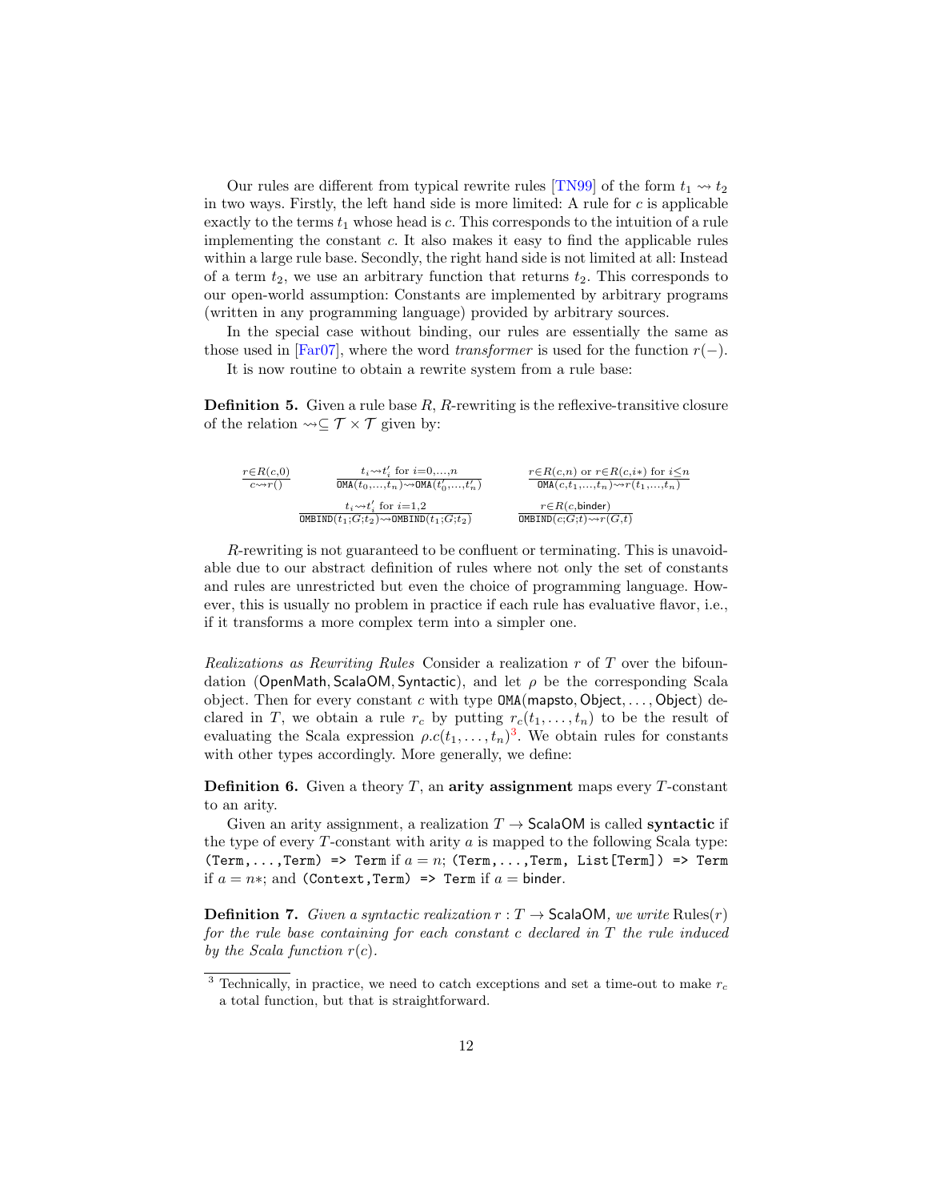Our rules are different from typical rewrite rules [TN99] of the form $t_1 \rightsquigarrow t_2$ in two ways. Firstly, the left hand side is more limited: A rule for $c$ is applicable exactly to the terms $t_1$ whose head is $c$. This corresponds to the intuition of a rule implementing the constant $c$. It also makes it easy to find the applicable rules within a large rule base. Secondly, the right hand side is not limited at all: Instead of a term $t_2$, we use an arbitrary function that returns $t_2$. This corresponds to our open-world assumption: Constants are implemented by arbitrary programs (written in any programming language) provided by arbitrary sources.

In the special case without binding, our rules are essentially the same as those used in [Far07], where the word *transformer* is used for the function $r(-)$.

It is now routine to obtain a rewrite system from a rule base:

**Definition 5.** Given a rule base $R$, $R$-rewriting is the reflexive-transitive closure of the relation $\rightsquigarrow \subseteq \mathcal{T} \times \mathcal{T}$ given by:

$$\frac{r \in R(c,0)}{c \rightsquigarrow r()} \qquad \frac{t_i \rightsquigarrow t_i' \text{ for } i=0,\ldots,n}{\mathtt{OMA}(t_0,\ldots,t_n) \rightsquigarrow \mathtt{OMA}(t_0',\ldots,t_n')} \qquad \frac{r \in R(c,n) \text{ or } r \in R(c,i*) \text{ for } i \leq n}{\mathtt{OMA}(c,t_1,\ldots,t_n) \rightsquigarrow r(t_1,\ldots,t_n)}$$

$$\frac{t_i \rightsquigarrow t_i' \text{ for } i=1,2}{\mathtt{OMBIND}(t_1;G;t_2) \rightsquigarrow \mathtt{OMBIND}(t_1;G;t_2)} \qquad \frac{r \in R(c,\mathsf{binder})}{\mathtt{OMBIND}(c;G;t) \rightsquigarrow r(G,t)}$$

$R$-rewriting is not guaranteed to be confluent or terminating. This is unavoidable due to our abstract definition of rules where not only the set of constants and rules are unrestricted but even the choice of programming language. However, this is usually no problem in practice if each rule has evaluative flavor, i.e., if it transforms a more complex term into a simpler one.

*Realizations as Rewriting Rules* Consider a realization $r$ of $T$ over the bifoundation ($\mathsf{OpenMath}, \mathsf{ScalaOM}, \mathsf{Syntactic}$), and let $\rho$ be the corresponding Scala object. Then for every constant $c$ with type $\mathtt{OMA}(\mathsf{mapsto}, \mathsf{Object}, \ldots, \mathsf{Object})$ declared in $T$, we obtain a rule $r_c$ by putting $r_c(t_1, \ldots, t_n)$ to be the result of evaluating the Scala expression $\rho.c(t_1, \ldots, t_n)$[3]. We obtain rules for constants with other types accordingly. More generally, we define:

**Definition 6.** Given a theory $T$, an **arity assignment** maps every $T$-constant to an arity.

Given an arity assignment, a realization $T \to \mathsf{ScalaOM}$ is called **syntactic** if the type of every $T$-constant with arity $a$ is mapped to the following Scala type: `(Term,...,Term) => Term` if $a = n$; `(Term,...,Term, List[Term]) => Term` if $a = n*$; and `(Context,Term) => Term` if $a = \mathsf{binder}$.

**Definition 7.** *Given a syntactic realization $r : T \to \mathsf{ScalaOM}$, we write* $\mathrm{Rules}(r)$ *for the rule base containing for each constant $c$ declared in $T$ the rule induced by the Scala function $r(c)$.*

[3] Technically, in practice, we need to catch exceptions and set a time-out to make $r_c$ a total function, but that is straightforward.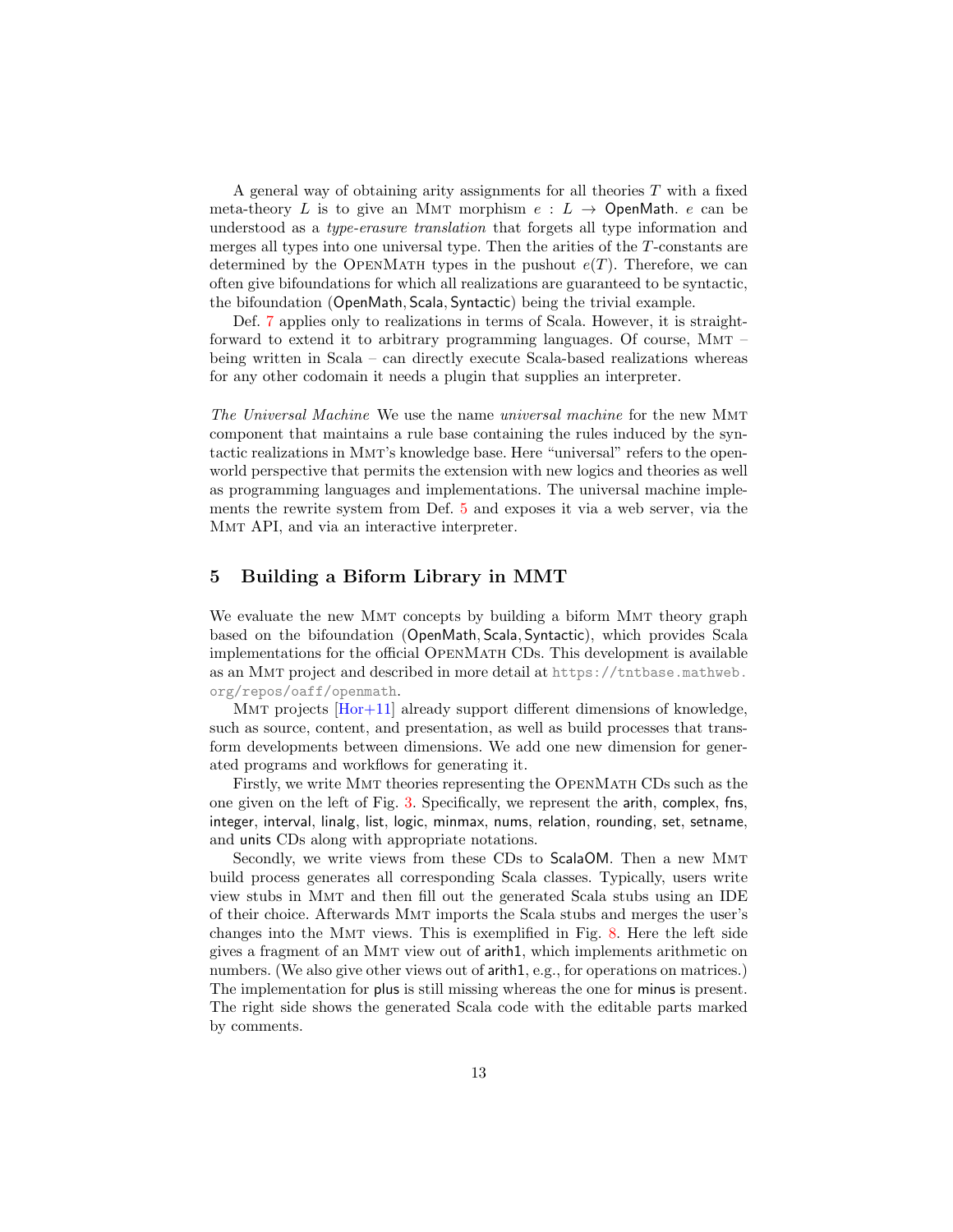A general way of obtaining arity assignments for all theories $T$ with a fixed meta-theory $L$ is to give an MMT morphism $e : L \to \mathsf{OpenMath}$. $e$ can be understood as a *type-erasure translation* that forgets all type information and merges all types into one universal type. Then the arities of the $T$-constants are determined by the OpenMath types in the pushout $e(T)$. Therefore, we can often give bifoundations for which all realizations are guaranteed to be syntactic, the bifoundation (OpenMath, Scala, Syntactic) being the trivial example.

Def. 7 applies only to realizations in terms of Scala. However, it is straightforward to extend it to arbitrary programming languages. Of course, MMT – being written in Scala – can directly execute Scala-based realizations whereas for any other codomain it needs a plugin that supplies an interpreter.

*The Universal Machine* We use the name *universal machine* for the new MMT component that maintains a rule base containing the rules induced by the syntactic realizations in MMT's knowledge base. Here "universal" refers to the open-world perspective that permits the extension with new logics and theories as well as programming languages and implementations. The universal machine implements the rewrite system from Def. 5 and exposes it via a web server, via the MMT API, and via an interactive interpreter.

## 5 Building a Biform Library in MMT

We evaluate the new MMT concepts by building a biform MMT theory graph based on the bifoundation (OpenMath, Scala, Syntactic), which provides Scala implementations for the official OpenMath CDs. This development is available as an MMT project and described in more detail at https://tntbase.mathweb.org/repos/oaff/openmath.

MMT projects [Hor+11] already support different dimensions of knowledge, such as source, content, and presentation, as well as build processes that transform developments between dimensions. We add one new dimension for generated programs and workflows for generating it.

Firstly, we write MMT theories representing the OpenMath CDs such as the one given on the left of Fig. 3. Specifically, we represent the arith, complex, fns, integer, interval, linalg, list, logic, minmax, nums, relation, rounding, set, setname, and units CDs along with appropriate notations.

Secondly, we write views from these CDs to ScalaOM. Then a new MMT build process generates all corresponding Scala classes. Typically, users write view stubs in MMT and then fill out the generated Scala stubs using an IDE of their choice. Afterwards MMT imports the Scala stubs and merges the user's changes into the MMT views. This is exemplified in Fig. 8. Here the left side gives a fragment of an MMT view out of arith1, which implements arithmetic on numbers. (We also give other views out of arith1, e.g., for operations on matrices.) The implementation for plus is still missing whereas the one for minus is present. The right side shows the generated Scala code with the editable parts marked by comments.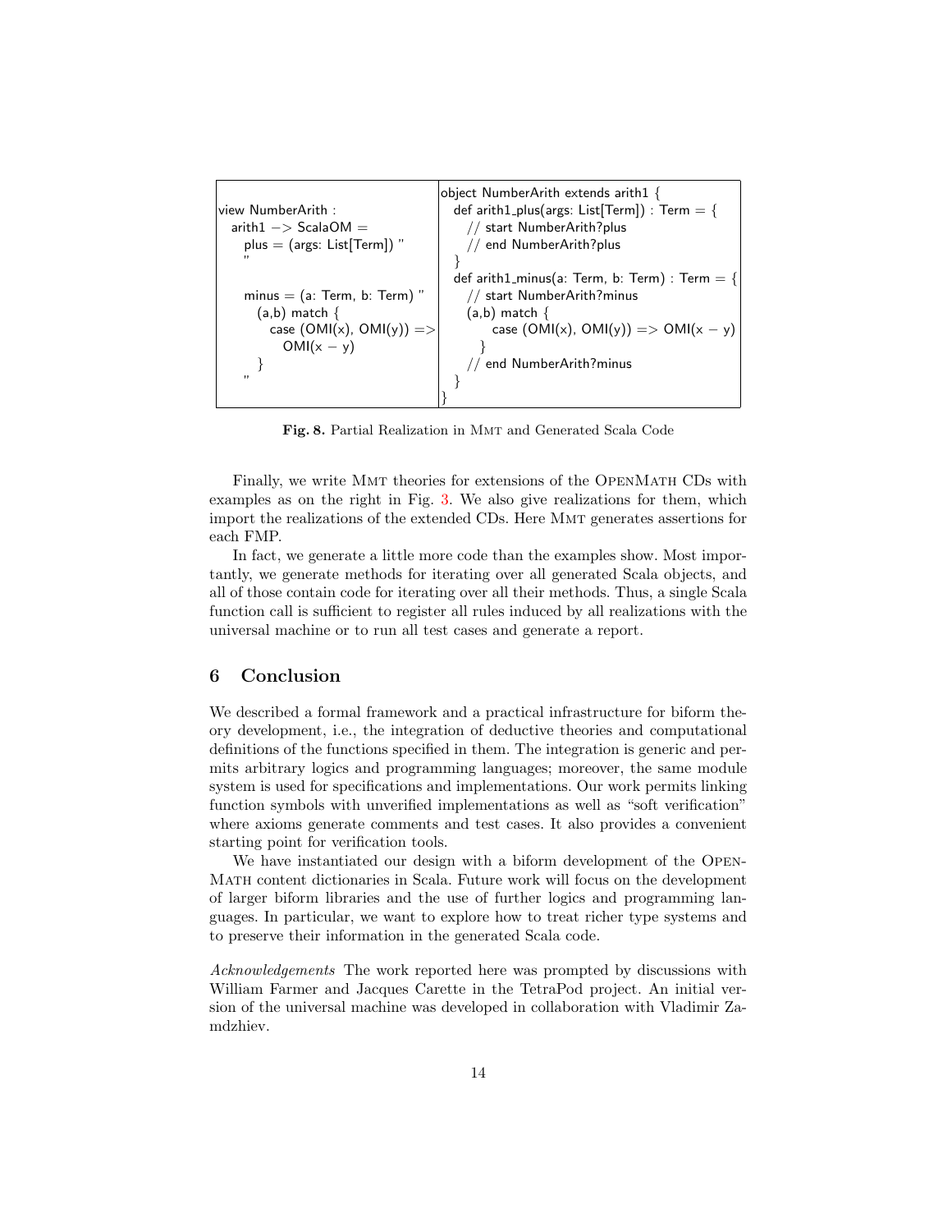| | |
|---|---|
| <pre>view NumberArith :<br>  arith1 −> ScalaOM =<br>    plus = (args: List[Term]) "<br>    "<br><br>    minus = (a: Term, b: Term) "<br>      (a,b) match {<br>        case (OMI(x), OMI(y)) =><br>          OMI(x − y)<br>      }<br>    "</pre> | <pre>object NumberArith extends arith1 {<br>  def arith1_plus(args: List[Term]) : Term = {<br>    // start NumberArith?plus<br>    // end NumberArith?plus<br>  }<br>  def arith1_minus(a: Term, b: Term) : Term = {<br>    // start NumberArith?minus<br>    (a,b) match {<br>      case (OMI(x), OMI(y)) => OMI(x − y)<br>    }<br>    // end NumberArith?minus<br>  }<br>}</pre> |

**Fig. 8.** Partial Realization in MMT and Generated Scala Code

Finally, we write MMT theories for extensions of the OpenMath CDs with examples as on the right in Fig. 3. We also give realizations for them, which import the realizations of the extended CDs. Here MMT generates assertions for each FMP.

In fact, we generate a little more code than the examples show. Most importantly, we generate methods for iterating over all generated Scala objects, and all of those contain code for iterating over all their methods. Thus, a single Scala function call is sufficient to register all rules induced by all realizations with the universal machine or to run all test cases and generate a report.

## 6 Conclusion

We described a formal framework and a practical infrastructure for biform theory development, i.e., the integration of deductive theories and computational definitions of the functions specified in them. The integration is generic and permits arbitrary logics and programming languages; moreover, the same module system is used for specifications and implementations. Our work permits linking function symbols with unverified implementations as well as "soft verification" where axioms generate comments and test cases. It also provides a convenient starting point for verification tools.

We have instantiated our design with a biform development of the OpenMath content dictionaries in Scala. Future work will focus on the development of larger biform libraries and the use of further logics and programming languages. In particular, we want to explore how to treat richer type systems and to preserve their information in the generated Scala code.

*Acknowledgements* The work reported here was prompted by discussions with William Farmer and Jacques Carette in the TetraPod project. An initial version of the universal machine was developed in collaboration with Vladimir Zamdzhiev.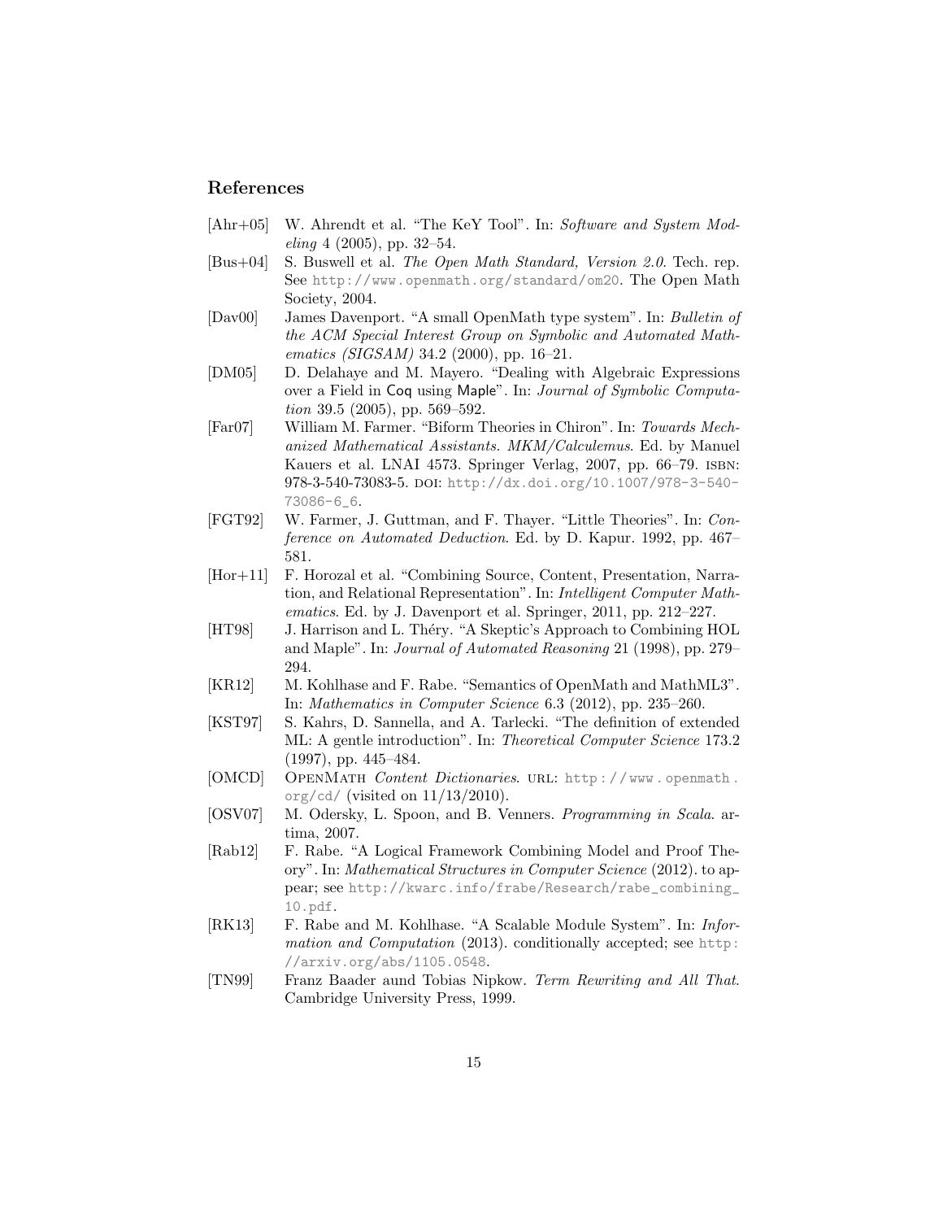## References

- [Ahr+05] W. Ahrendt et al. "The KeY Tool". In: *Software and System Modeling* 4 (2005), pp. 32–54.
- [Bus+04] S. Buswell et al. *The Open Math Standard, Version 2.0*. Tech. rep. See http://www.openmath.org/standard/om20. The Open Math Society, 2004.
- [Dav00] James Davenport. "A small OpenMath type system". In: *Bulletin of the ACM Special Interest Group on Symbolic and Automated Mathematics (SIGSAM)* 34.2 (2000), pp. 16–21.
- [DM05] D. Delahaye and M. Mayero. "Dealing with Algebraic Expressions over a Field in Coq using Maple". In: *Journal of Symbolic Computation* 39.5 (2005), pp. 569–592.
- [Far07] William M. Farmer. "Biform Theories in Chiron". In: *Towards Mechanized Mathematical Assistants. MKM/Calculemus*. Ed. by Manuel Kauers et al. LNAI 4573. Springer Verlag, 2007, pp. 66–79. ISBN: 978-3-540-73083-5. DOI: http://dx.doi.org/10.1007/978-3-540-73086-6_6.
- [FGT92] W. Farmer, J. Guttman, and F. Thayer. "Little Theories". In: *Conference on Automated Deduction*. Ed. by D. Kapur. 1992, pp. 467–581.
- [Hor+11] F. Horozal et al. "Combining Source, Content, Presentation, Narration, and Relational Representation". In: *Intelligent Computer Mathematics*. Ed. by J. Davenport et al. Springer, 2011, pp. 212–227.
- [HT98] J. Harrison and L. Théry. "A Skeptic's Approach to Combining HOL and Maple". In: *Journal of Automated Reasoning* 21 (1998), pp. 279–294.
- [KR12] M. Kohlhase and F. Rabe. "Semantics of OpenMath and MathML3". In: *Mathematics in Computer Science* 6.3 (2012), pp. 235–260.
- [KST97] S. Kahrs, D. Sannella, and A. Tarlecki. "The definition of extended ML: A gentle introduction". In: *Theoretical Computer Science* 173.2 (1997), pp. 445–484.
- [OMCD] OpenMath *Content Dictionaries*. URL: http://www.openmath.org/cd/ (visited on 11/13/2010).
- [OSV07] M. Odersky, L. Spoon, and B. Venners. *Programming in Scala*. artima, 2007.
- [Rab12] F. Rabe. "A Logical Framework Combining Model and Proof Theory". In: *Mathematical Structures in Computer Science* (2012). to appear; see http://kwarc.info/frabe/Research/rabe_combining_10.pdf.
- [RK13] F. Rabe and M. Kohlhase. "A Scalable Module System". In: *Information and Computation* (2013). conditionally accepted; see http://arxiv.org/abs/1105.0548.
- [TN99] Franz Baader aund Tobias Nipkow. *Term Rewriting and All That*. Cambridge University Press, 1999.